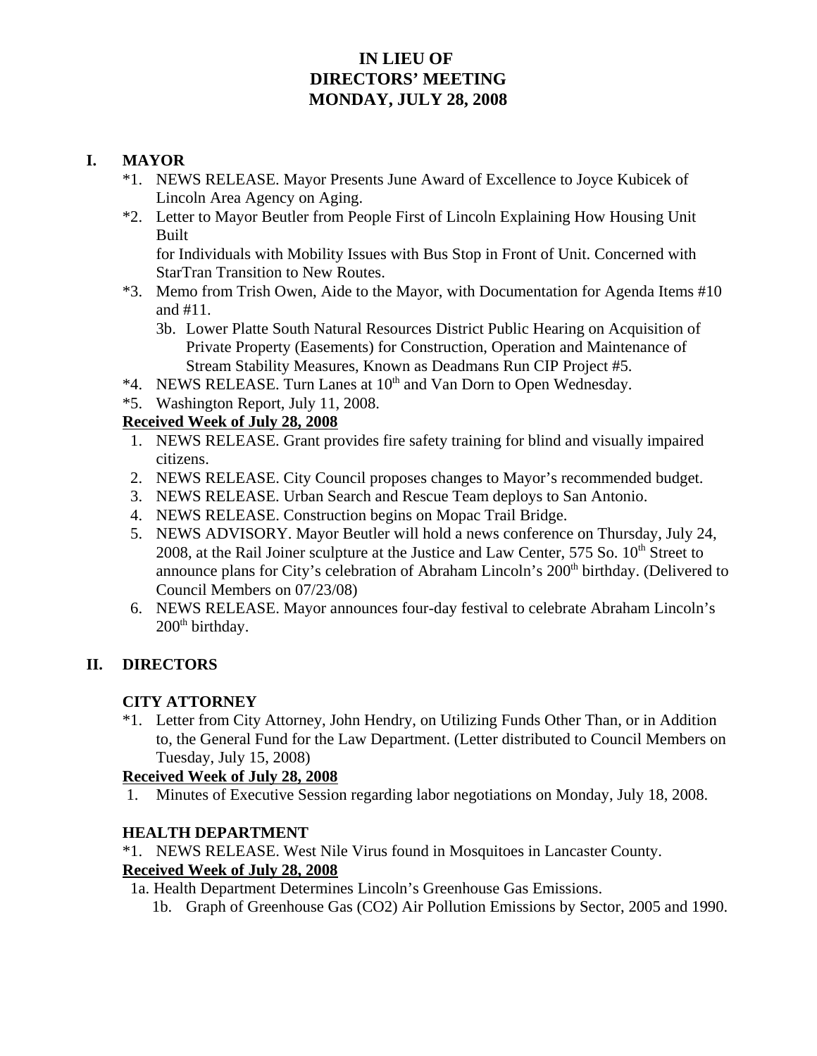# IN LIEU OF
# DIRECTORS' MEETING
# MONDAY, JULY 28, 2008

## I. MAYOR

*1. NEWS RELEASE. Mayor Presents June Award of Excellence to Joyce Kubicek of Lincoln Area Agency on Aging.

*2. Letter to Mayor Beutler from People First of Lincoln Explaining How Housing Unit Built for Individuals with Mobility Issues with Bus Stop in Front of Unit. Concerned with StarTran Transition to New Routes.

*3. Memo from Trish Owen, Aide to the Mayor, with Documentation for Agenda Items #10 and #11.

   3b. Lower Platte South Natural Resources District Public Hearing on Acquisition of Private Property (Easements) for Construction, Operation and Maintenance of Stream Stability Measures, Known as Deadmans Run CIP Project #5.

*4. NEWS RELEASE. Turn Lanes at 10th and Van Dorn to Open Wednesday.

*5. Washington Report, July 11, 2008.

**Received Week of July 28, 2008**

1. NEWS RELEASE. Grant provides fire safety training for blind and visually impaired citizens.
2. NEWS RELEASE. City Council proposes changes to Mayor's recommended budget.
3. NEWS RELEASE. Urban Search and Rescue Team deploys to San Antonio.
4. NEWS RELEASE. Construction begins on Mopac Trail Bridge.
5. NEWS ADVISORY. Mayor Beutler will hold a news conference on Thursday, July 24, 2008, at the Rail Joiner sculpture at the Justice and Law Center, 575 So. 10th Street to announce plans for City's celebration of Abraham Lincoln's 200th birthday. (Delivered to Council Members on 07/23/08)
6. NEWS RELEASE. Mayor announces four-day festival to celebrate Abraham Lincoln's 200th birthday.

## II. DIRECTORS

### CITY ATTORNEY

*1. Letter from City Attorney, John Hendry, on Utilizing Funds Other Than, or in Addition to, the General Fund for the Law Department. (Letter distributed to Council Members on Tuesday, July 15, 2008)

**Received Week of July 28, 2008**

1. Minutes of Executive Session regarding labor negotiations on Monday, July 18, 2008.

### HEALTH DEPARTMENT

*1. NEWS RELEASE. West Nile Virus found in Mosquitoes in Lancaster County.

**Received Week of July 28, 2008**

1a. Health Department Determines Lincoln's Greenhouse Gas Emissions.

   1b. Graph of Greenhouse Gas ($CO_2$) Air Pollution Emissions by Sector, 2005 and 1990.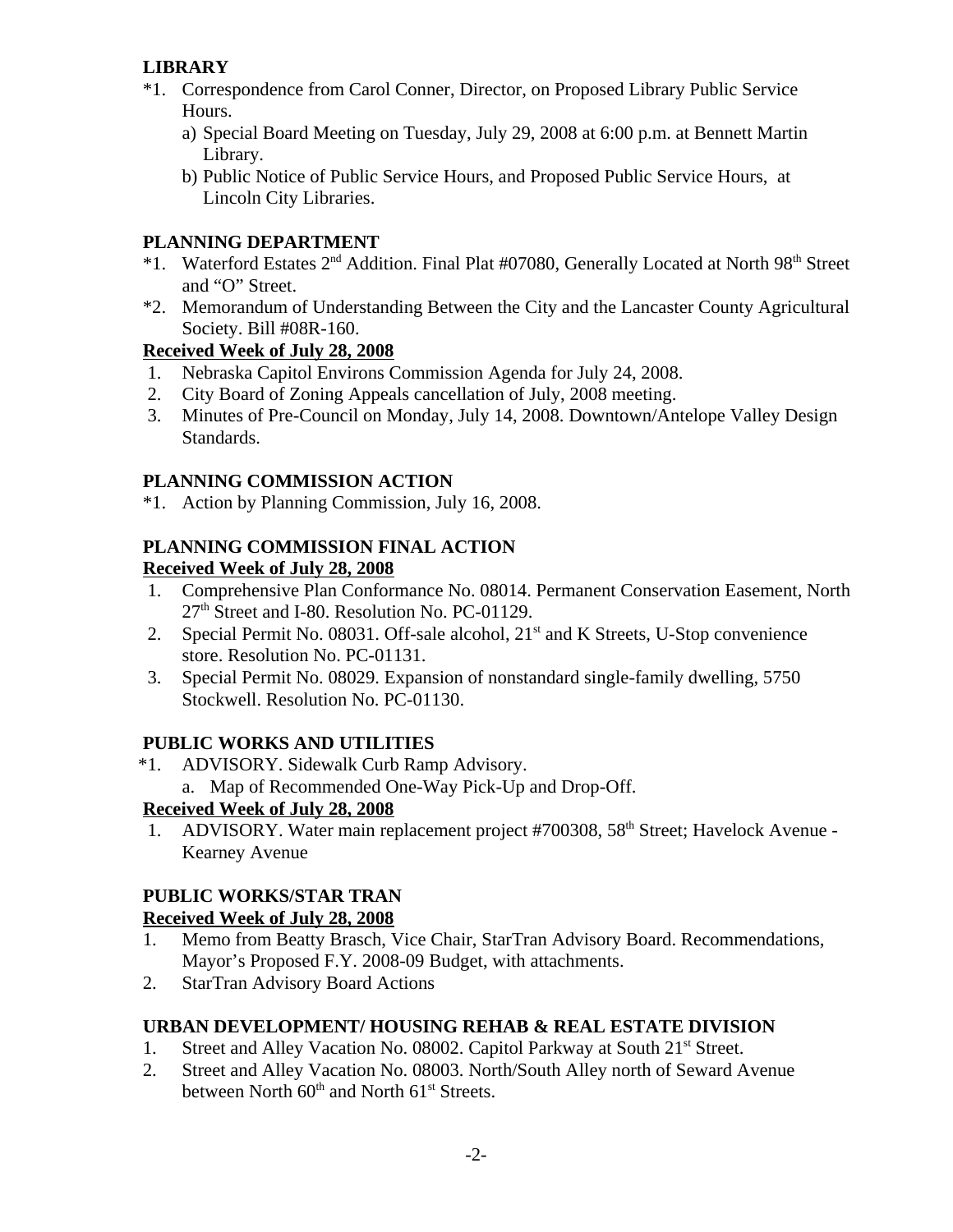**LIBRARY**

*1. Correspondence from Carol Conner, Director, on Proposed Library Public Service Hours.
   a) Special Board Meeting on Tuesday, July 29, 2008 at 6:00 p.m. at Bennett Martin Library.
   b) Public Notice of Public Service Hours, and Proposed Public Service Hours, at Lincoln City Libraries.

**PLANNING DEPARTMENT**

*1. Waterford Estates 2nd Addition. Final Plat #07080, Generally Located at North 98th Street and "O" Street.
*2. Memorandum of Understanding Between the City and the Lancaster County Agricultural Society. Bill #08R-160.

**Received Week of July 28, 2008**

1. Nebraska Capitol Environs Commission Agenda for July 24, 2008.
2. City Board of Zoning Appeals cancellation of July, 2008 meeting.
3. Minutes of Pre-Council on Monday, July 14, 2008. Downtown/Antelope Valley Design Standards.

**PLANNING COMMISSION ACTION**

*1. Action by Planning Commission, July 16, 2008.

**PLANNING COMMISSION FINAL ACTION**

**Received Week of July 28, 2008**

1. Comprehensive Plan Conformance No. 08014. Permanent Conservation Easement, North 27th Street and I-80. Resolution No. PC-01129.
2. Special Permit No. 08031. Off-sale alcohol, 21st and K Streets, U-Stop convenience store. Resolution No. PC-01131.
3. Special Permit No. 08029. Expansion of nonstandard single-family dwelling, 5750 Stockwell. Resolution No. PC-01130.

**PUBLIC WORKS AND UTILITIES**

*1. ADVISORY. Sidewalk Curb Ramp Advisory.
   a. Map of Recommended One-Way Pick-Up and Drop-Off.

**Received Week of July 28, 2008**

1. ADVISORY. Water main replacement project #700308, 58th Street; Havelock Avenue - Kearney Avenue

**PUBLIC WORKS/STAR TRAN**

**Received Week of July 28, 2008**

1. Memo from Beatty Brasch, Vice Chair, StarTran Advisory Board. Recommendations, Mayor's Proposed F.Y. 2008-09 Budget, with attachments.
2. StarTran Advisory Board Actions

**URBAN DEVELOPMENT/ HOUSING REHAB & REAL ESTATE DIVISION**

1. Street and Alley Vacation No. 08002. Capitol Parkway at South 21st Street.
2. Street and Alley Vacation No. 08003. North/South Alley north of Seward Avenue between North 60th and North 61st Streets.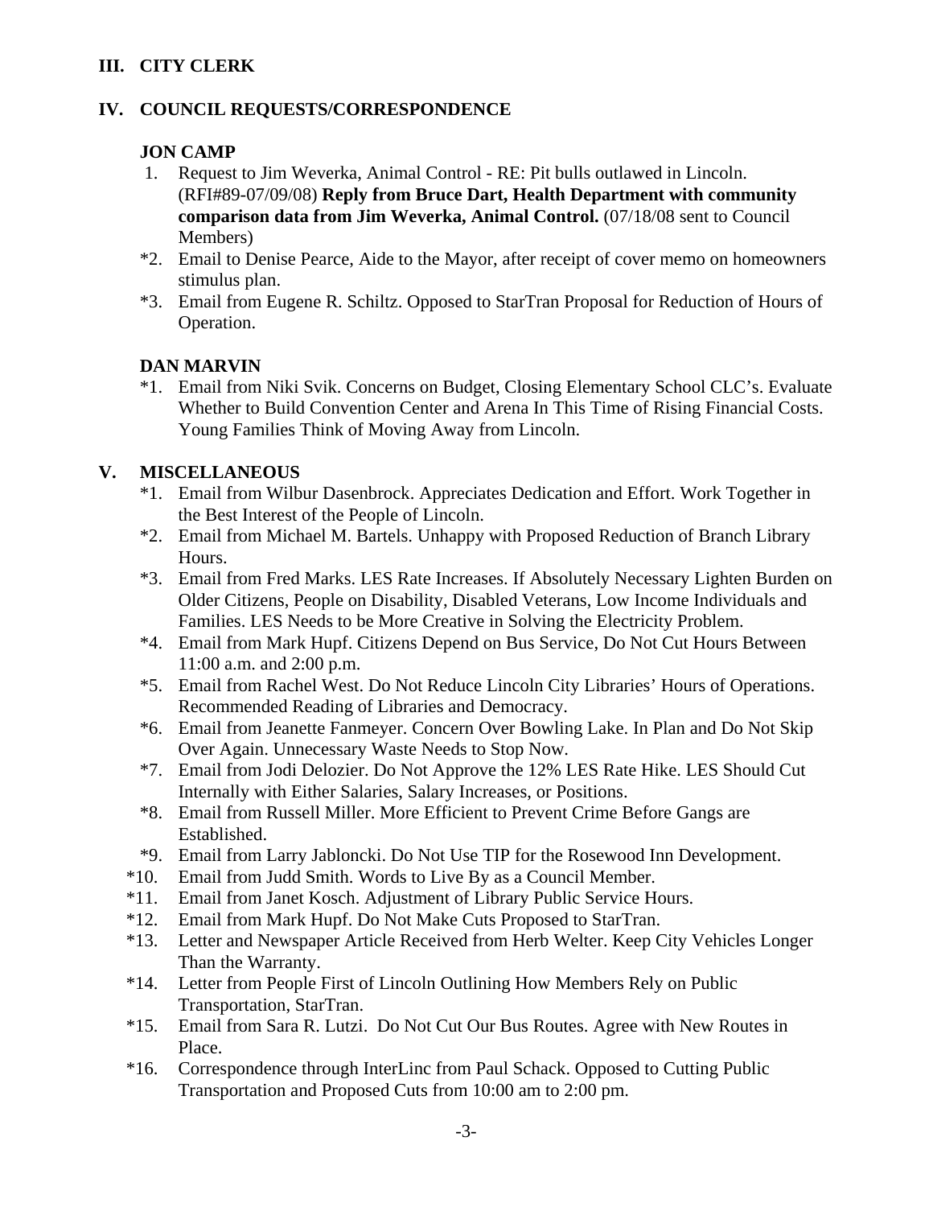## III. CITY CLERK

## IV. COUNCIL REQUESTS/CORRESPONDENCE

### JON CAMP

1. Request to Jim Weverka, Animal Control - RE: Pit bulls outlawed in Lincoln. (RFI#89-07/09/08) **Reply from Bruce Dart, Health Department with community comparison data from Jim Weverka, Animal Control.** (07/18/08 sent to Council Members)

*2. Email to Denise Pearce, Aide to the Mayor, after receipt of cover memo on homeowners stimulus plan.

*3. Email from Eugene R. Schiltz. Opposed to StarTran Proposal for Reduction of Hours of Operation.

### DAN MARVIN

*1. Email from Niki Svik. Concerns on Budget, Closing Elementary School CLC's. Evaluate Whether to Build Convention Center and Arena In This Time of Rising Financial Costs. Young Families Think of Moving Away from Lincoln.

## V. MISCELLANEOUS

*1. Email from Wilbur Dasenbrock. Appreciates Dedication and Effort. Work Together in the Best Interest of the People of Lincoln.

*2. Email from Michael M. Bartels. Unhappy with Proposed Reduction of Branch Library Hours.

*3. Email from Fred Marks. LES Rate Increases. If Absolutely Necessary Lighten Burden on Older Citizens, People on Disability, Disabled Veterans, Low Income Individuals and Families. LES Needs to be More Creative in Solving the Electricity Problem.

*4. Email from Mark Hupf. Citizens Depend on Bus Service, Do Not Cut Hours Between 11:00 a.m. and 2:00 p.m.

*5. Email from Rachel West. Do Not Reduce Lincoln City Libraries' Hours of Operations. Recommended Reading of Libraries and Democracy.

*6. Email from Jeanette Fanmeyer. Concern Over Bowling Lake. In Plan and Do Not Skip Over Again. Unnecessary Waste Needs to Stop Now.

*7. Email from Jodi Delozier. Do Not Approve the 12% LES Rate Hike. LES Should Cut Internally with Either Salaries, Salary Increases, or Positions.

*8. Email from Russell Miller. More Efficient to Prevent Crime Before Gangs are Established.

*9. Email from Larry Jabloncki. Do Not Use TIP for the Rosewood Inn Development.

*10. Email from Judd Smith. Words to Live By as a Council Member.

*11. Email from Janet Kosch. Adjustment of Library Public Service Hours.

*12. Email from Mark Hupf. Do Not Make Cuts Proposed to StarTran.

*13. Letter and Newspaper Article Received from Herb Welter. Keep City Vehicles Longer Than the Warranty.

*14. Letter from People First of Lincoln Outlining How Members Rely on Public Transportation, StarTran.

*15. Email from Sara R. Lutzi. Do Not Cut Our Bus Routes. Agree with New Routes in Place.

*16. Correspondence through InterLinc from Paul Schack. Opposed to Cutting Public Transportation and Proposed Cuts from 10:00 am to 2:00 pm.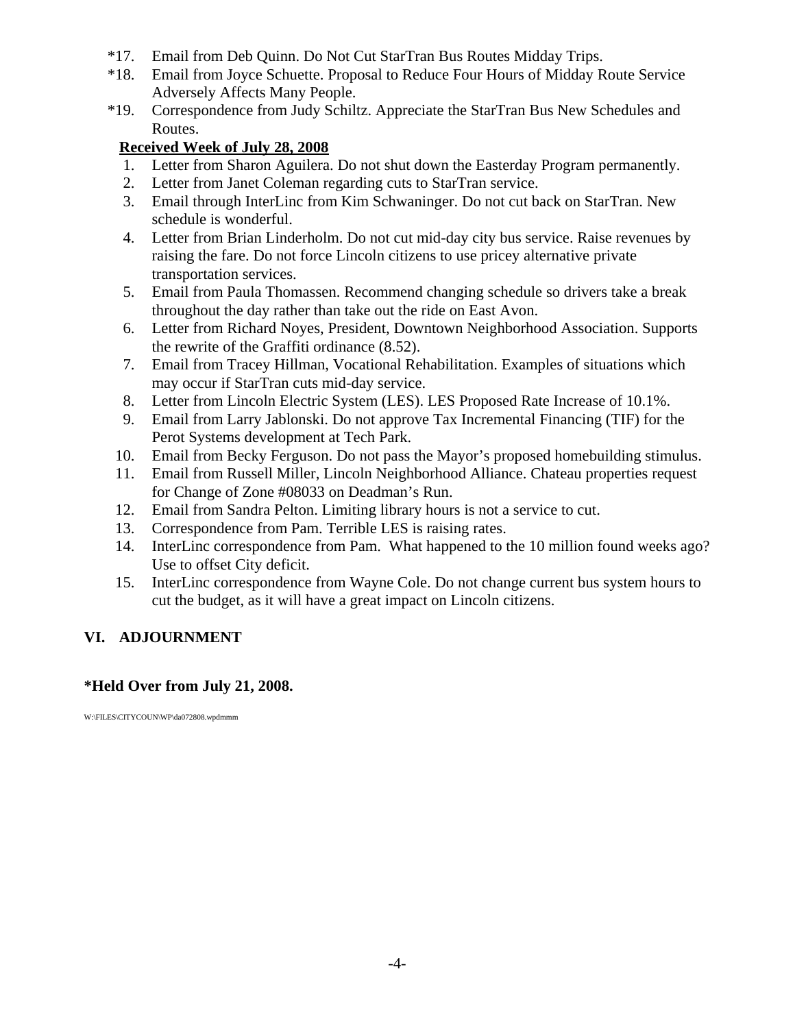*17. Email from Deb Quinn. Do Not Cut StarTran Bus Routes Midday Trips.

*18. Email from Joyce Schuette. Proposal to Reduce Four Hours of Midday Route Service Adversely Affects Many People.

*19. Correspondence from Judy Schiltz. Appreciate the StarTran Bus New Schedules and Routes.

**Received Week of July 28, 2008**

1. Letter from Sharon Aguilera. Do not shut down the Easterday Program permanently.
2. Letter from Janet Coleman regarding cuts to StarTran service.
3. Email through InterLinc from Kim Schwaninger. Do not cut back on StarTran. New schedule is wonderful.
4. Letter from Brian Linderholm. Do not cut mid-day city bus service. Raise revenues by raising the fare. Do not force Lincoln citizens to use pricey alternative private transportation services.
5. Email from Paula Thomassen. Recommend changing schedule so drivers take a break throughout the day rather than take out the ride on East Avon.
6. Letter from Richard Noyes, President, Downtown Neighborhood Association. Supports the rewrite of the Graffiti ordinance (8.52).
7. Email from Tracey Hillman, Vocational Rehabilitation. Examples of situations which may occur if StarTran cuts mid-day service.
8. Letter from Lincoln Electric System (LES). LES Proposed Rate Increase of 10.1%.
9. Email from Larry Jablonski. Do not approve Tax Incremental Financing (TIF) for the Perot Systems development at Tech Park.
10. Email from Becky Ferguson. Do not pass the Mayor's proposed homebuilding stimulus.
11. Email from Russell Miller, Lincoln Neighborhood Alliance. Chateau properties request for Change of Zone #08033 on Deadman's Run.
12. Email from Sandra Pelton. Limiting library hours is not a service to cut.
13. Correspondence from Pam. Terrible LES is raising rates.
14. InterLinc correspondence from Pam. What happened to the 10 million found weeks ago? Use to offset City deficit.
15. InterLinc correspondence from Wayne Cole. Do not change current bus system hours to cut the budget, as it will have a great impact on Lincoln citizens.

## VI. ADJOURNMENT

**\*Held Over from July 21, 2008.**

W:\FILES\CITYCOUN\WP\da072808.wpdmmm